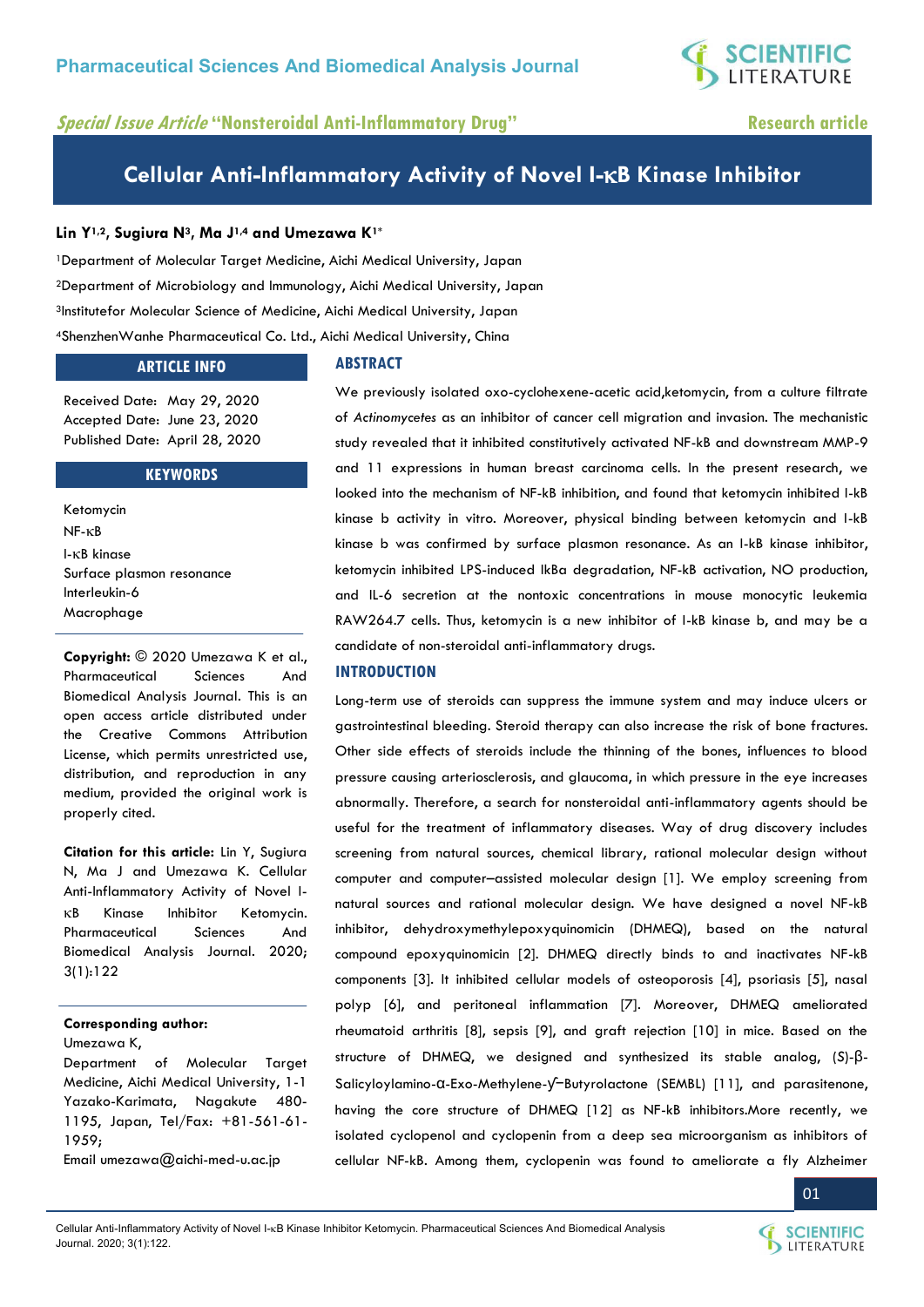Pharmaceutical Sciences And Biomedical Analysis Journal

*Special Issue Article* **"Nonsteroidal Anti-Inflammatory Drug"**

**Research article**

# Cellular Anti-Inflammatory Activity of Novel I-κB Kinase Inhibitor

**Lin Y[1,2], Sugiura N[3], Ma J[1,4] and Umezawa K[1*]**

[1]Department of Molecular Target Medicine, Aichi Medical University, Japan

[2]Department of Microbiology and Immunology, Aichi Medical University, Japan

[3]Institutefor Molecular Science of Medicine, Aichi Medical University, Japan

[4]ShenzhenWanhe Pharmaceutical Co. Ltd., Aichi Medical University, China

## ARTICLE INFO

Received Date: May 29, 2020
Accepted Date: June 23, 2020
Published Date: April 28, 2020

## KEYWORDS

Ketomycin
NF-κB
I-κB kinase
Surface plasmon resonance
Interleukin-6
Macrophage

**Copyright:** © 2020 Umezawa K et al., Pharmaceutical Sciences And Biomedical Analysis Journal. This is an open access article distributed under the Creative Commons Attribution License, which permits unrestricted use, distribution, and reproduction in any medium, provided the original work is properly cited.

**Citation for this article:** Lin Y, Sugiura N, Ma J and Umezawa K. Cellular Anti-Inflammatory Activity of Novel I-κB Kinase Inhibitor Ketomycin. Pharmaceutical Sciences And Biomedical Analysis Journal. 2020; 3(1):122

**Corresponding author:**
Umezawa K,
Department of Molecular Target Medicine, Aichi Medical University, 1-1 Yazako-Karimata, Nagakute 480-1195, Japan, Tel/Fax: +81-561-61-1959;
Email umezawa@aichi-med-u.ac.jp

## ABSTRACT

We previously isolated oxo-cyclohexene-acetic acid,ketomycin, from a culture filtrate of *Actinomycetes* as an inhibitor of cancer cell migration and invasion. The mechanistic study revealed that it inhibited constitutively activated NF-kB and downstream MMP-9 and 11 expressions in human breast carcinoma cells. In the present research, we looked into the mechanism of NF-kB inhibition, and found that ketomycin inhibited I-kB kinase b activity in vitro. Moreover, physical binding between ketomycin and I-kB kinase b was confirmed by surface plasmon resonance. As an I-kB kinase inhibitor, ketomycin inhibited LPS-induced IkBa degradation, NF-kB activation, NO production, and IL-6 secretion at the nontoxic concentrations in mouse monocytic leukemia RAW264.7 cells. Thus, ketomycin is a new inhibitor of I-kB kinase b, and may be a candidate of non-steroidal anti-inflammatory drugs.

## INTRODUCTION

Long-term use of steroids can suppress the immune system and may induce ulcers or gastrointestinal bleeding. Steroid therapy can also increase the risk of bone fractures. Other side effects of steroids include the thinning of the bones, influences to blood pressure causing arteriosclerosis, and glaucoma, in which pressure in the eye increases abnormally. Therefore, a search for nonsteroidal anti-inflammatory agents should be useful for the treatment of inflammatory diseases. Way of drug discovery includes screening from natural sources, chemical library, rational molecular design without computer and computer–assisted molecular design [1]. We employ screening from natural sources and rational molecular design. We have designed a novel NF-kB inhibitor, dehydroxymethylepoxyquinomicin (DHMEQ), based on the natural compound epoxyquinomicin [2]. DHMEQ directly binds to and inactivates NF-kB components [3]. It inhibited cellular models of osteoporosis [4], psoriasis [5], nasal polyp [6], and peritoneal inflammation [7]. Moreover, DHMEQ ameliorated rheumatoid arthritis [8], sepsis [9], and graft rejection [10] in mice. Based on the structure of DHMEQ, we designed and synthesized its stable analog, (S)-β-Salicyloylamino-α-Exo-Methylene-ɣ-Butyrolactone (SEMBL) [11], and parasitenone, having the core structure of DHMEQ [12] as NF-kB inhibitors.More recently, we isolated cyclopenol and cyclopenin from a deep sea microorganism as inhibitors of cellular NF-kB. Among them, cyclopenin was found to ameliorate a fly Alzheimer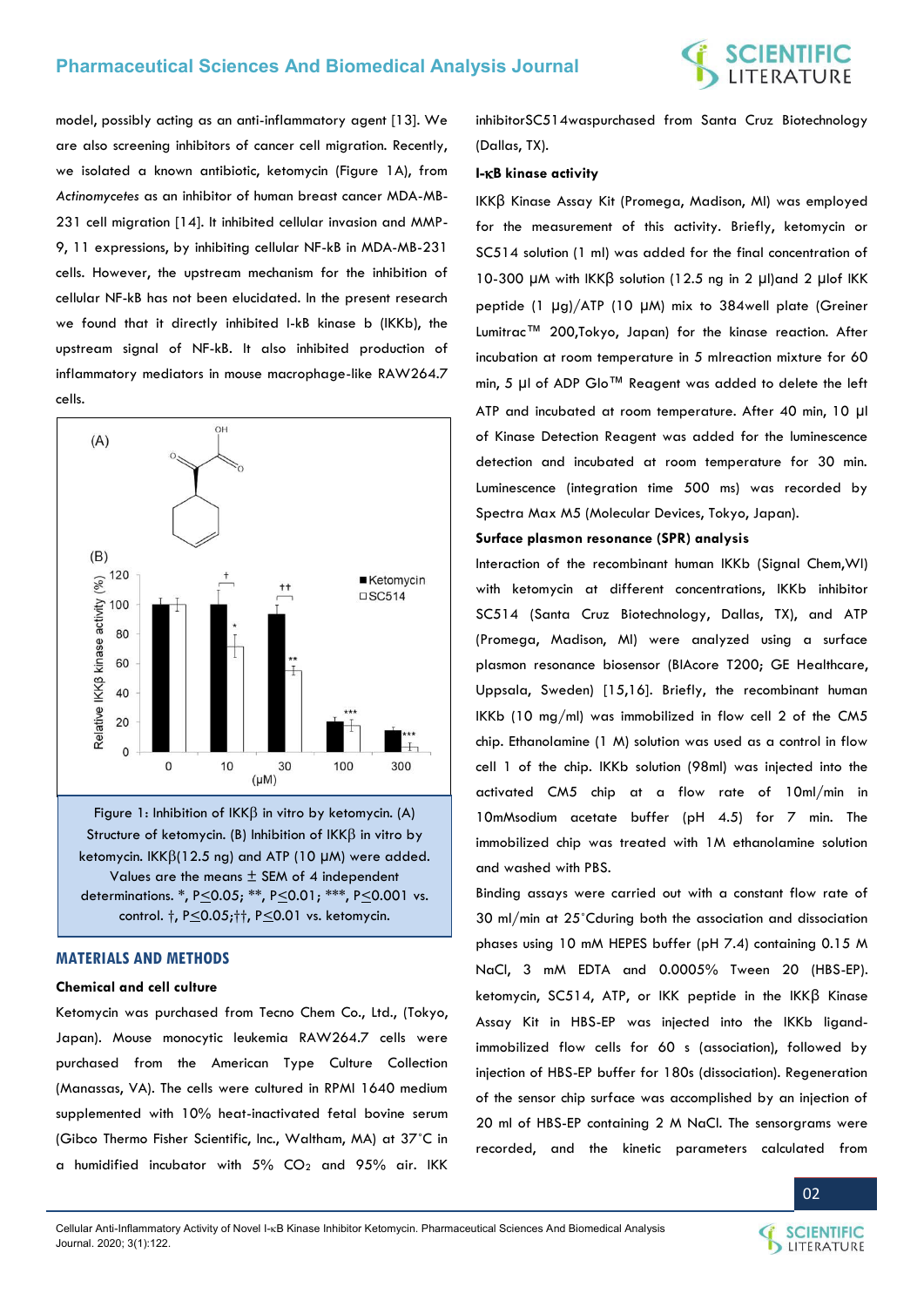model, possibly acting as an anti-inflammatory agent [13]. We are also screening inhibitors of cancer cell migration. Recently, we isolated a known antibiotic, ketomycin (Figure 1A), from *Actinomycetes* as an inhibitor of human breast cancer MDA-MB-231 cell migration [14]. It inhibited cellular invasion and MMP-9, 11 expressions, by inhibiting cellular NF-kB in MDA-MB-231 cells. However, the upstream mechanism for the inhibition of cellular NF-kB has not been elucidated. In the present research we found that it directly inhibited I-kB kinase b (IKKb), the upstream signal of NF-kB. It also inhibited production of inflammatory mediators in mouse macrophage-like RAW264.7 cells.

Figure 1: Inhibition of IKKβ in vitro by ketomycin. (A) Structure of ketomycin. (B) Inhibition of IKKβ in vitro by ketomycin. IKKβ(12.5 ng) and ATP (10 μM) were added. Values are the means ± SEM of 4 independent determinations. *, P≤0.05; **, P≤0.01; ***, P≤0.001 vs. control. †, P≤0.05;††, P≤0.01 vs. ketomycin.

## MATERIALS AND METHODS

### Chemical and cell culture

Ketomycin was purchased from Tecno Chem Co., Ltd., (Tokyo, Japan). Mouse monocytic leukemia RAW264.7 cells were purchased from the American Type Culture Collection (Manassas, VA). The cells were cultured in RPMI 1640 medium supplemented with 10% heat-inactivated fetal bovine serum (Gibco Thermo Fisher Scientific, Inc., Waltham, MA) at 37˚C in a humidified incubator with 5% $CO_2$ and 95% air. IKK inhibitorSC514waspurchased from Santa Cruz Biotechnology (Dallas, TX).

### I-κB kinase activity

IKKβ Kinase Assay Kit (Promega, Madison, MI) was employed for the measurement of this activity. Briefly, ketomycin or SC514 solution (1 ml) was added for the final concentration of 10-300 μM with IKKβ solution (12.5 ng in 2 μl)and 2 μlof IKK peptide (1 μg)/ATP (10 μM) mix to 384well plate (Greiner Lumitrac™ 200,Tokyo, Japan) for the kinase reaction. After incubation at room temperature in 5 mlreaction mixture for 60 min, 5 μl of ADP Glo™ Reagent was added to delete the left ATP and incubated at room temperature. After 40 min, 10 μl of Kinase Detection Reagent was added for the luminescence detection and incubated at room temperature for 30 min. Luminescence (integration time 500 ms) was recorded by Spectra Max M5 (Molecular Devices, Tokyo, Japan).

### Surface plasmon resonance (SPR) analysis

Interaction of the recombinant human IKKb (Signal Chem,WI) with ketomycin at different concentrations, IKKb inhibitor SC514 (Santa Cruz Biotechnology, Dallas, TX), and ATP (Promega, Madison, MI) were analyzed using a surface plasmon resonance biosensor (BIAcore T200; GE Healthcare, Uppsala, Sweden) [15,16]. Briefly, the recombinant human IKKb (10 mg/ml) was immobilized in flow cell 2 of the CM5 chip. Ethanolamine (1 M) solution was used as a control in flow cell 1 of the chip. IKKb solution (98ml) was injected into the activated CM5 chip at a flow rate of 10ml/min in 10mMsodium acetate buffer (pH 4.5) for 7 min. The immobilized chip was treated with 1M ethanolamine solution and washed with PBS.

Binding assays were carried out with a constant flow rate of 30 ml/min at 25˚Cduring both the association and dissociation phases using 10 mM HEPES buffer (pH 7.4) containing 0.15 M NaCl, 3 mM EDTA and 0.0005% Tween 20 (HBS-EP). ketomycin, SC514, ATP, or IKK peptide in the IKKβ Kinase Assay Kit in HBS-EP was injected into the IKKb ligand-immobilized flow cells for 60 s (association), followed by injection of HBS-EP buffer for 180s (dissociation). Regeneration of the sensor chip surface was accomplished by an injection of 20 ml of HBS-EP containing 2 M NaCl. The sensorgrams were recorded, and the kinetic parameters calculated from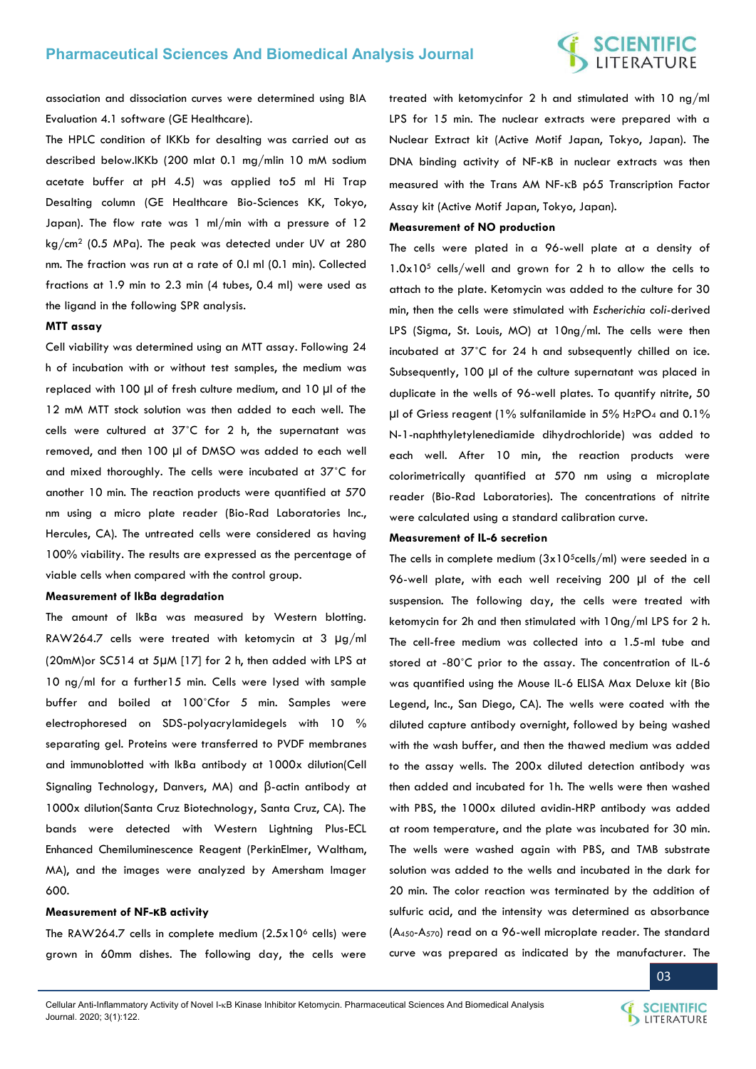association and dissociation curves were determined using BIA Evaluation 4.1 software (GE Healthcare).

The HPLC condition of IKKb for desalting was carried out as described below.IKKb (200 mlat 0.1 mg/mlin 10 mM sodium acetate buffer at pH 4.5) was applied to5 ml Hi Trap Desalting column (GE Healthcare Bio-Sciences KK, Tokyo, Japan). The flow rate was 1 ml/min with a pressure of 12 $kg/cm^2$ (0.5 MPa). The peak was detected under UV at 280 nm. The fraction was run at a rate of 0.l ml (0.1 min). Collected fractions at 1.9 min to 2.3 min (4 tubes, 0.4 ml) were used as the ligand in the following SPR analysis.

**MTT assay**

Cell viability was determined using an MTT assay. Following 24 h of incubation with or without test samples, the medium was replaced with 100 µl of fresh culture medium, and 10 µl of the 12 mM MTT stock solution was then added to each well. The cells were cultured at 37°C for 2 h, the supernatant was removed, and then 100 µl of DMSO was added to each well and mixed thoroughly. The cells were incubated at 37°C for another 10 min. The reaction products were quantified at 570 nm using a micro plate reader (Bio-Rad Laboratories Inc., Hercules, CA). The untreated cells were considered as having 100% viability. The results are expressed as the percentage of viable cells when compared with the control group.

**Measurement of IkBa degradation**

The amount of IkBa was measured by Western blotting. RAW264.7 cells were treated with ketomycin at 3 µg/ml (20mM)or SC514 at 5µM [17] for 2 h, then added with LPS at 10 ng/ml for a further15 min. Cells were lysed with sample buffer and boiled at 100°Cfor 5 min. Samples were electrophoresed on SDS-polyacrylamidegels with 10 % separating gel. Proteins were transferred to PVDF membranes and immunoblotted with IkBa antibody at 1000x dilution(Cell Signaling Technology, Danvers, MA) and β-actin antibody at 1000x dilution(Santa Cruz Biotechnology, Santa Cruz, CA). The bands were detected with Western Lightning Plus-ECL Enhanced Chemiluminescence Reagent (PerkinElmer, Waltham, MA), and the images were analyzed by Amersham Imager 600.

**Measurement of NF-κB activity**

The RAW264.7 cells in complete medium ($2.5 \times 10^6$ cells) were grown in 60mm dishes. The following day, the cells were treated with ketomycinfor 2 h and stimulated with 10 ng/ml LPS for 15 min. The nuclear extracts were prepared with a Nuclear Extract kit (Active Motif Japan, Tokyo, Japan). The DNA binding activity of NF-κB in nuclear extracts was then measured with the Trans AM NF-κB p65 Transcription Factor Assay kit (Active Motif Japan, Tokyo, Japan).

**Measurement of NO production**

The cells were plated in a 96-well plate at a density of $1.0 \times 10^5$ cells/well and grown for 2 h to allow the cells to attach to the plate. Ketomycin was added to the culture for 30 min, then the cells were stimulated with *Escherichia coli*-derived LPS (Sigma, St. Louis, MO) at 10ng/ml. The cells were then incubated at 37°C for 24 h and subsequently chilled on ice. Subsequently, 100 µl of the culture supernatant was placed in duplicate in the wells of 96-well plates. To quantify nitrite, 50 µl of Griess reagent (1% sulfanilamide in 5% $H_2PO_4$ and 0.1% N-1-naphthyletylenediamide dihydrochloride) was added to each well. After 10 min, the reaction products were colorimetrically quantified at 570 nm using a microplate reader (Bio-Rad Laboratories). The concentrations of nitrite were calculated using a standard calibration curve.

**Measurement of IL-6 secretion**

The cells in complete medium ($3 \times 10^5$cells/ml) were seeded in a 96-well plate, with each well receiving 200 µl of the cell suspension. The following day, the cells were treated with ketomycin for 2h and then stimulated with 10ng/ml LPS for 2 h. The cell-free medium was collected into a 1.5-ml tube and stored at -80°C prior to the assay. The concentration of IL-6 was quantified using the Mouse IL-6 ELISA Max Deluxe kit (Bio Legend, Inc., San Diego, CA). The wells were coated with the diluted capture antibody overnight, followed by being washed with the wash buffer, and then the thawed medium was added to the assay wells. The 200x diluted detection antibody was then added and incubated for 1h. The wells were then washed with PBS, the 1000x diluted avidin-HRP antibody was added at room temperature, and the plate was incubated for 30 min. The wells were washed again with PBS, and TMB substrate solution was added to the wells and incubated in the dark for 20 min. The color reaction was terminated by the addition of sulfuric acid, and the intensity was determined as absorbance ($A_{450}$-$A_{570}$) read on a 96-well microplate reader. The standard curve was prepared as indicated by the manufacturer. The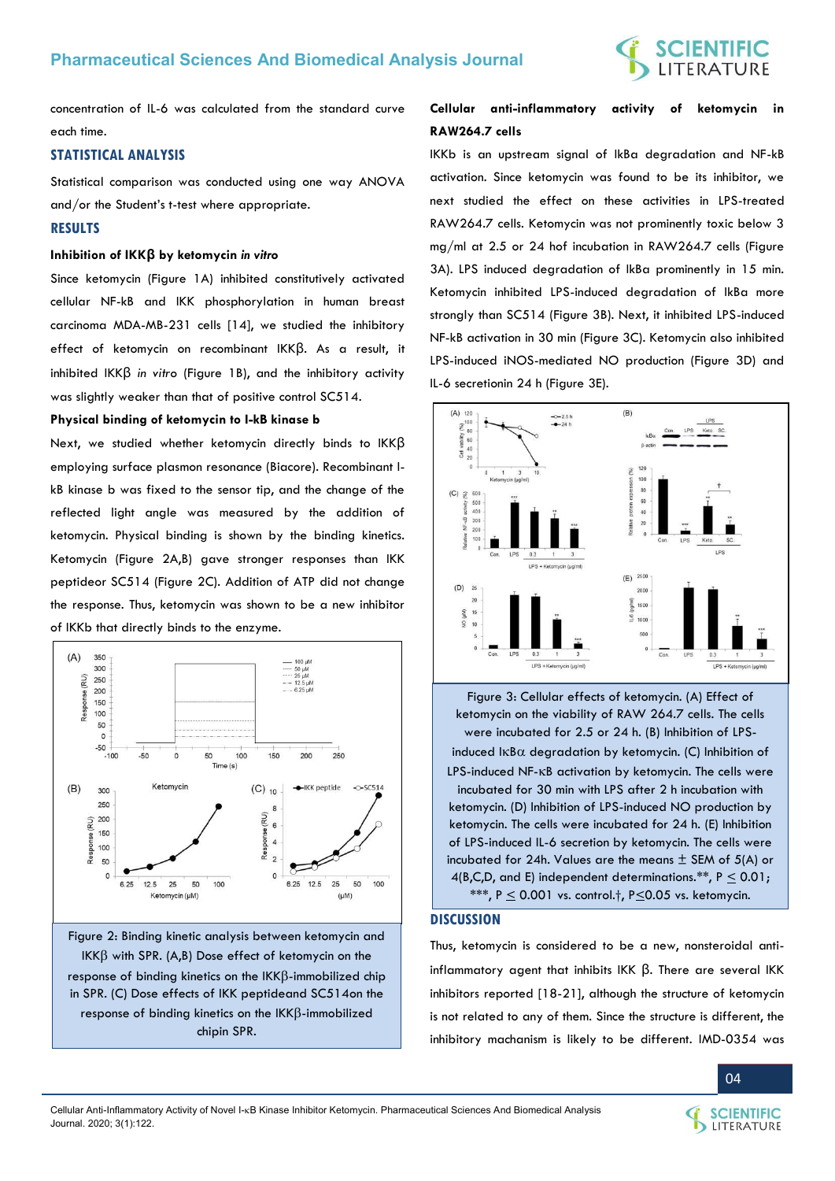concentration of IL-6 was calculated from the standard curve each time.

## STATISTICAL ANALYSIS

Statistical comparison was conducted using one way ANOVA and/or the Student's t-test where appropriate.

## RESULTS

### Inhibition of IKKβ by ketomycin *in vitro*

Since ketomycin (Figure 1A) inhibited constitutively activated cellular NF-kB and IKK phosphorylation in human breast carcinoma MDA-MB-231 cells [14], we studied the inhibitory effect of ketomycin on recombinant IKKβ. As a result, it inhibited IKKβ *in vitro* (Figure 1B), and the inhibitory activity was slightly weaker than that of positive control SC514.

### Physical binding of ketomycin to I-kB kinase b

Next, we studied whether ketomycin directly binds to IKKβ employing surface plasmon resonance (Biacore). Recombinant I-kB kinase b was fixed to the sensor tip, and the change of the reflected light angle was measured by the addition of ketomycin. Physical binding is shown by the binding kinetics. Ketomycin (Figure 2A,B) gave stronger responses than IKK peptideor SC514 (Figure 2C). Addition of ATP did not change the response. Thus, ketomycin was shown to be a new inhibitor of IKKb that directly binds to the enzyme.

Figure 2: Binding kinetic analysis between ketomycin and IKKβ with SPR. (A,B) Dose effect of ketomycin on the response of binding kinetics on the IKKβ-immobilized chip in SPR. (C) Dose effects of IKK peptideand SC514on the response of binding kinetics on the IKKβ-immobilized chipin SPR.

### Cellular anti-inflammatory activity of ketomycin in RAW264.7 cells

IKKb is an upstream signal of IkBa degradation and NF-kB activation. Since ketomycin was found to be its inhibitor, we next studied the effect on these activities in LPS-treated RAW264.7 cells. Ketomycin was not prominently toxic below 3 mg/ml at 2.5 or 24 hof incubation in RAW264.7 cells (Figure 3A). LPS induced degradation of IkBa prominently in 15 min. Ketomycin inhibited LPS-induced degradation of IkBa more strongly than SC514 (Figure 3B). Next, it inhibited LPS-induced NF-kB activation in 30 min (Figure 3C). Ketomycin also inhibited LPS-induced iNOS-mediated NO production (Figure 3D) and IL-6 secretionin 24 h (Figure 3E).

Figure 3: Cellular effects of ketomycin. (A) Effect of ketomycin on the viability of RAW 264.7 cells. The cells were incubated for 2.5 or 24 h. (B) Inhibition of LPS-induced IκBα degradation by ketomycin. (C) Inhibition of LPS-induced NF-κB activation by ketomycin. The cells were incubated for 30 min with LPS after 2 h incubation with ketomycin. (D) Inhibition of LPS-induced NO production by ketomycin. The cells were incubated for 24 h. (E) Inhibition of LPS-induced IL-6 secretion by ketomycin. The cells were incubated for 24h. Values are the means ± SEM of 5(A) or 4(B,C,D, and E) independent determinations.**, $P \leq 0.01$; ***, $P \leq 0.001$ vs. control.†, $P \leq 0.05$ vs. ketomycin.

## DISCUSSION

Thus, ketomycin is considered to be a new, nonsteroidal anti-inflammatory agent that inhibits IKK β. There are several IKK inhibitors reported [18-21], although the structure of ketomycin is not related to any of them. Since the structure is different, the inhibitory machanism is likely to be different. IMD-0354 was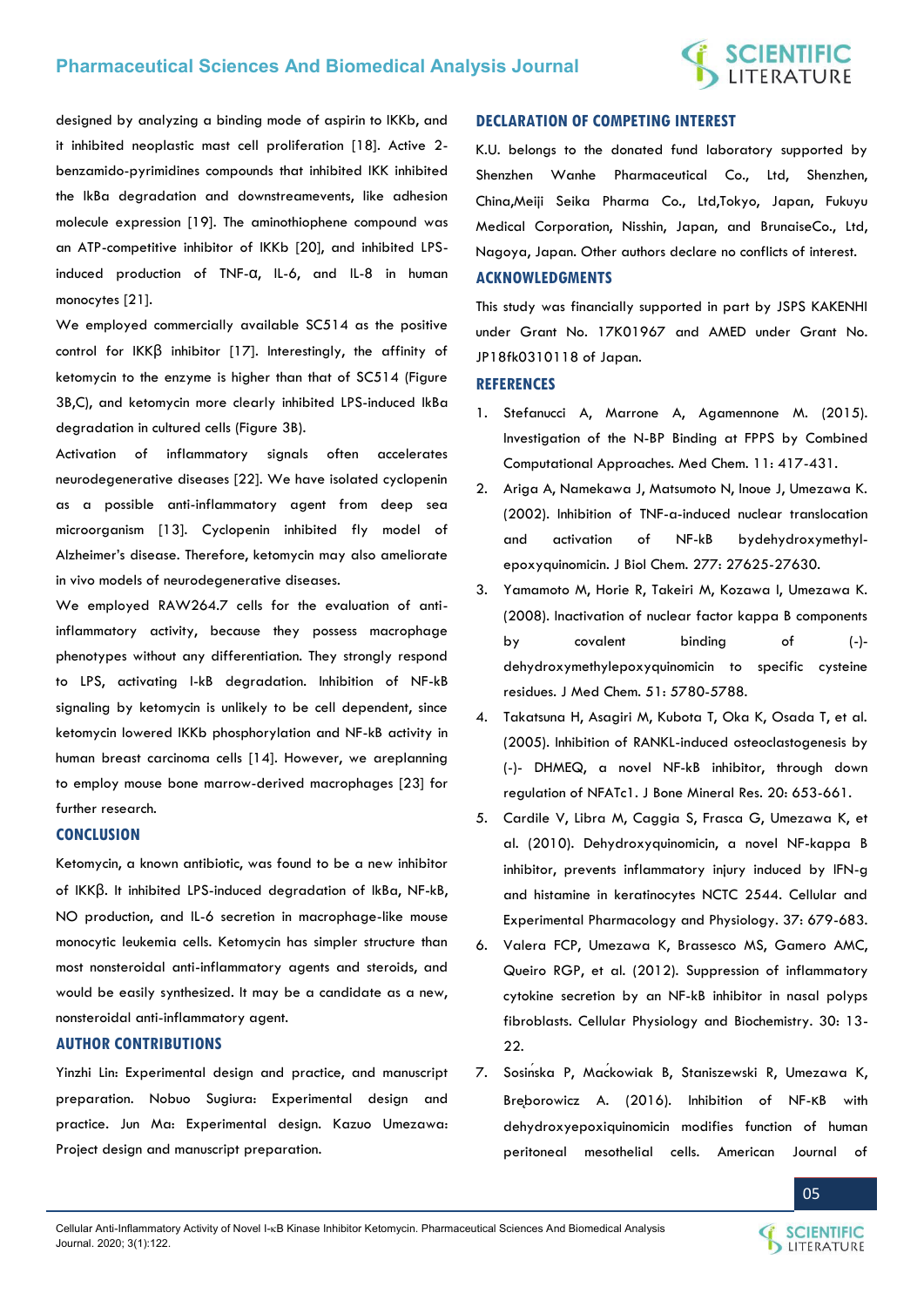designed by analyzing a binding mode of aspirin to IKKb, and it inhibited neoplastic mast cell proliferation [18]. Active 2-benzamido-pyrimidines compounds that inhibited IKK inhibited the IkBa degradation and downstreamevents, like adhesion molecule expression [19]. The aminothiophene compound was an ATP-competitive inhibitor of IKKb [20], and inhibited LPS-induced production of TNF-α, IL-6, and IL-8 in human monocytes [21].

We employed commercially available SC514 as the positive control for IKKβ inhibitor [17]. Interestingly, the affinity of ketomycin to the enzyme is higher than that of SC514 (Figure 3B,C), and ketomycin more clearly inhibited LPS-induced IkBa degradation in cultured cells (Figure 3B).

Activation of inflammatory signals often accelerates neurodegenerative diseases [22]. We have isolated cyclopenin as a possible anti-inflammatory agent from deep sea microorganism [13]. Cyclopenin inhibited fly model of Alzheimer's disease. Therefore, ketomycin may also ameliorate in vivo models of neurodegenerative diseases.

We employed RAW264.7 cells for the evaluation of anti-inflammatory activity, because they possess macrophage phenotypes without any differentiation. They strongly respond to LPS, activating I-kB degradation. Inhibition of NF-kB signaling by ketomycin is unlikely to be cell dependent, since ketomycin lowered IKKb phosphorylation and NF-kB activity in human breast carcinoma cells [14]. However, we areplanning to employ mouse bone marrow-derived macrophages [23] for further research.

## CONCLUSION

Ketomycin, a known antibiotic, was found to be a new inhibitor of IKKβ. It inhibited LPS-induced degradation of IkBa, NF-kB, NO production, and IL-6 secretion in macrophage-like mouse monocytic leukemia cells. Ketomycin has simpler structure than most nonsteroidal anti-inflammatory agents and steroids, and would be easily synthesized. It may be a candidate as a new, nonsteroidal anti-inflammatory agent.

## AUTHOR CONTRIBUTIONS

Yinzhi Lin: Experimental design and practice, and manuscript preparation. Nobuo Sugiura: Experimental design and practice. Jun Ma: Experimental design. Kazuo Umezawa: Project design and manuscript preparation.

## DECLARATION OF COMPETING INTEREST

K.U. belongs to the donated fund laboratory supported by Shenzhen Wanhe Pharmaceutical Co., Ltd, Shenzhen, China,Meiji Seika Pharma Co., Ltd,Tokyo, Japan, Fukuyu Medical Corporation, Nisshin, Japan, and BrunaiseCo., Ltd, Nagoya, Japan. Other authors declare no conflicts of interest.

## ACKNOWLEDGMENTS

This study was financially supported in part by JSPS KAKENHI under Grant No. 17K01967 and AMED under Grant No. JP18fk0310118 of Japan.

## REFERENCES

1. Stefanucci A, Marrone A, Agamennone M. (2015). Investigation of the N-BP Binding at FPPS by Combined Computational Approaches. Med Chem. 11: 417-431.
2. Ariga A, Namekawa J, Matsumoto N, Inoue J, Umezawa K. (2002). Inhibition of TNF-a-induced nuclear translocation and activation of NF-kB bydehydroxymethyl-epoxyquinomicin. J Biol Chem. 277: 27625-27630.
3. Yamamoto M, Horie R, Takeiri M, Kozawa I, Umezawa K. (2008). Inactivation of nuclear factor kappa B components by covalent binding of (-)-dehydroxymethylepoxyquinomicin to specific cysteine residues. J Med Chem. 51: 5780-5788.
4. Takatsuna H, Asagiri M, Kubota T, Oka K, Osada T, et al. (2005). Inhibition of RANKL-induced osteoclastogenesis by (-)- DHMEQ, a novel NF-kB inhibitor, through down regulation of NFATc1. J Bone Mineral Res. 20: 653-661.
5. Cardile V, Libra M, Caggia S, Frasca G, Umezawa K, et al. (2010). Dehydroxyquinomicin, a novel NF-kappa B inhibitor, prevents inflammatory injury induced by IFN-g and histamine in keratinocytes NCTC 2544. Cellular and Experimental Pharmacology and Physiology. 37: 679-683.
6. Valera FCP, Umezawa K, Brassesco MS, Gamero AMC, Queiro RGP, et al. (2012). Suppression of inflammatory cytokine secretion by an NF-kB inhibitor in nasal polyps fibroblasts. Cellular Physiology and Biochemistry. 30: 13-22.
7. Sosińska P, Maćkowiak B, Staniszewski R, Umezawa K, Bręborowicz A. (2016). Inhibition of NF-kB with dehydroxyepoxiquinomicin modifies function of human peritoneal mesothelial cells. American Journal of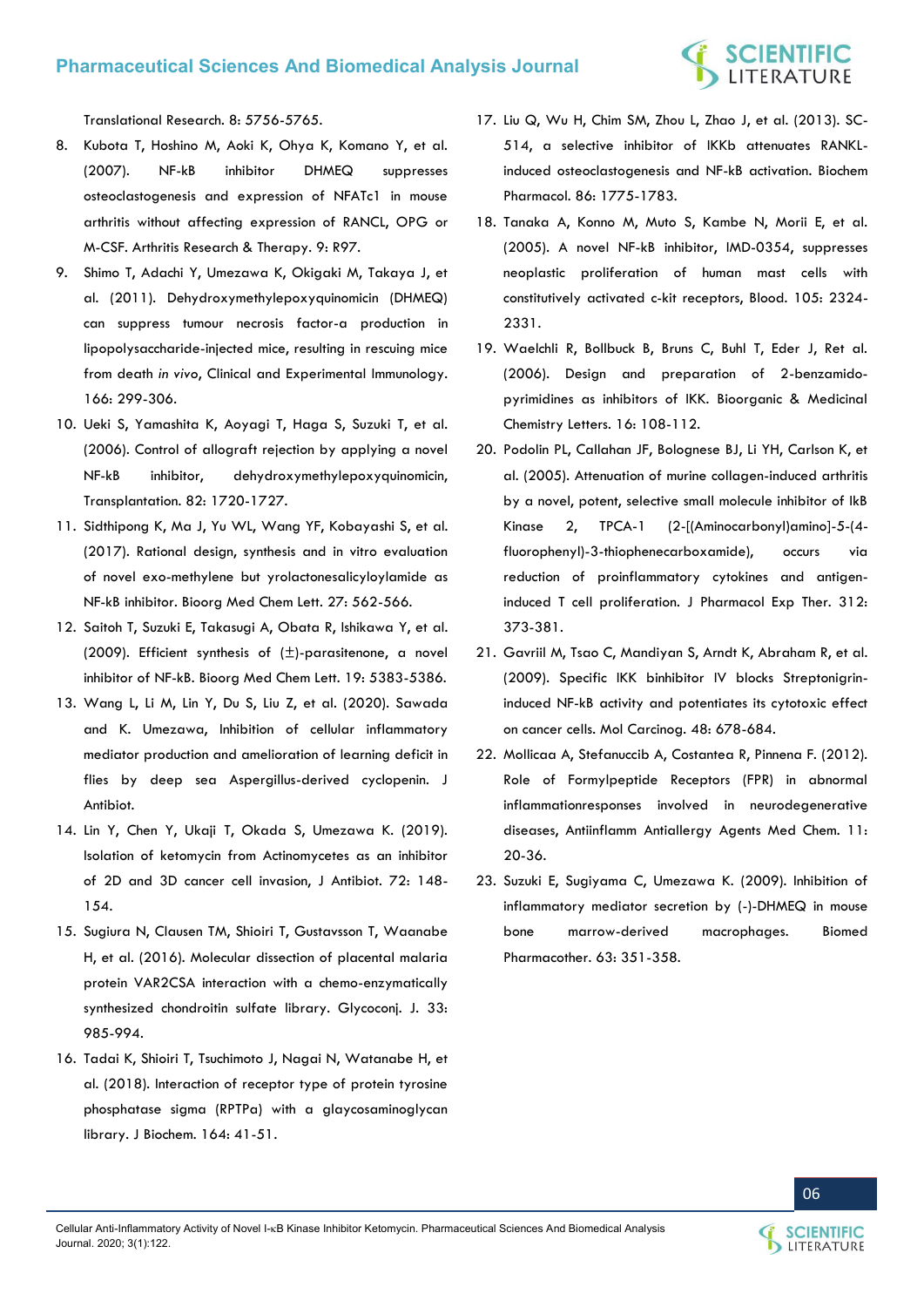Translational Research. 8: 5756-5765.

8. Kubota T, Hoshino M, Aoki K, Ohya K, Komano Y, et al. (2007). NF-kB inhibitor DHMEQ suppresses osteoclastogenesis and expression of NFATc1 in mouse arthritis without affecting expression of RANCL, OPG or M-CSF. Arthritis Research & Therapy. 9: R97.
9. Shimo T, Adachi Y, Umezawa K, Okigaki M, Takaya J, et al. (2011). Dehydroxymethylepoxyquinomicin (DHMEQ) can suppress tumour necrosis factor-a production in lipopolysaccharide-injected mice, resulting in rescuing mice from death *in vivo*, Clinical and Experimental Immunology. 166: 299-306.
10. Ueki S, Yamashita K, Aoyagi T, Haga S, Suzuki T, et al. (2006). Control of allograft rejection by applying a novel NF-kB inhibitor, dehydroxymethylepoxyquinomicin, Transplantation. 82: 1720-1727.
11. Sidthipong K, Ma J, Yu WL, Wang YF, Kobayashi S, et al. (2017). Rational design, synthesis and in vitro evaluation of novel exo-methylene but yrolactonesalicyloylamide as NF-kB inhibitor. Bioorg Med Chem Lett. 27: 562-566.
12. Saitoh T, Suzuki E, Takasugi A, Obata R, Ishikawa Y, et al. (2009). Efficient synthesis of (±)-parasitenone, a novel inhibitor of NF-kB. Bioorg Med Chem Lett. 19: 5383-5386.
13. Wang L, Li M, Lin Y, Du S, Liu Z, et al. (2020). Sawada and K. Umezawa, Inhibition of cellular inflammatory mediator production and amelioration of learning deficit in flies by deep sea Aspergillus-derived cyclopenin. J Antibiot.
14. Lin Y, Chen Y, Ukaji T, Okada S, Umezawa K. (2019). Isolation of ketomycin from Actinomycetes as an inhibitor of 2D and 3D cancer cell invasion, J Antibiot. 72: 148-154.
15. Sugiura N, Clausen TM, Shioiri T, Gustavsson T, Waanabe H, et al. (2016). Molecular dissection of placental malaria protein VAR2CSA interaction with a chemo-enzymatically synthesized chondroitin sulfate library. Glycoconj. J. 33: 985-994.
16. Tadai K, Shioiri T, Tsuchimoto J, Nagai N, Watanabe H, et al. (2018). Interaction of receptor type of protein tyrosine phosphatase sigma (RPTPa) with a glycosaminoglycan library. J Biochem. 164: 41-51.
17. Liu Q, Wu H, Chim SM, Zhou L, Zhao J, et al. (2013). SC-514, a selective inhibitor of IKKb attenuates RANKL-induced osteoclastogenesis and NF-kB activation. Biochem Pharmacol. 86: 1775-1783.
18. Tanaka A, Konno M, Muto S, Kambe N, Morii E, et al. (2005). A novel NF-kB inhibitor, IMD-0354, suppresses neoplastic proliferation of human mast cells with constitutively activated c-kit receptors, Blood. 105: 2324-2331.
19. Waelchli R, Bollbuck B, Bruns C, Buhl T, Eder J, Ret al. (2006). Design and preparation of 2-benzamido-pyrimidines as inhibitors of IKK. Bioorganic & Medicinal Chemistry Letters. 16: 108-112.
20. Podolin PL, Callahan JF, Bolognese BJ, Li YH, Carlson K, et al. (2005). Attenuation of murine collagen-induced arthritis by a novel, potent, selective small molecule inhibitor of IkB Kinase 2, TPCA-1 (2-[(Aminocarbonyl)amino]-5-(4-fluorophenyl)-3-thiophenecarboxamide), occurs via reduction of proinflammatory cytokines and antigen-induced T cell proliferation. J Pharmacol Exp Ther. 312: 373-381.
21. Gavriil M, Tsao C, Mandiyan S, Arndt K, Abraham R, et al. (2009). Specific IKK binhibitor IV blocks Streptonigrin-induced NF-kB activity and potentiates its cytotoxic effect on cancer cells. Mol Carcinog. 48: 678-684.
22. Mollicaa A, Stefanuccib A, Costantea R, Pinnena F. (2012). Role of Formylpeptide Receptors (FPR) in abnormal inflammationresponses involved in neurodegenerative diseases, Antiinflamm Antiallergy Agents Med Chem. 11: 20-36.
23. Suzuki E, Sugiyama C, Umezawa K. (2009). Inhibition of inflammatory mediator secretion by (-)-DHMEQ in mouse bone marrow-derived macrophages. Biomed Pharmacother. 63: 351-358.